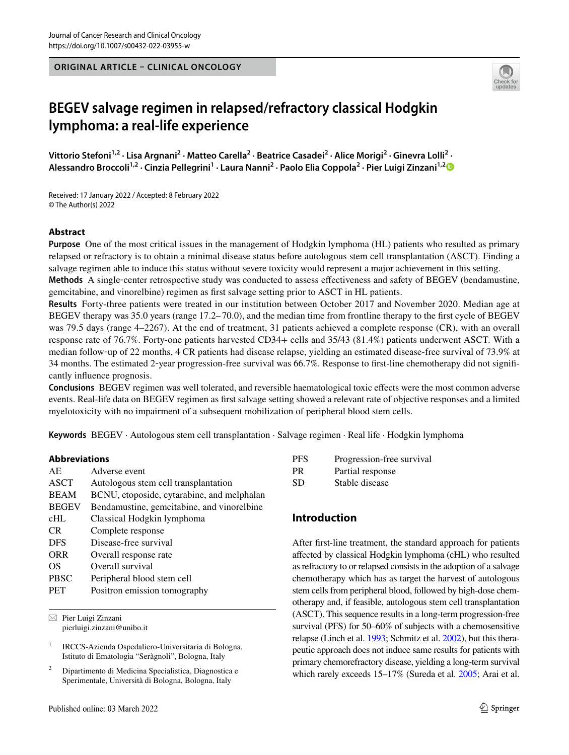ORIGINAL ARTICLE – CLINICAL ONCOLOGY

# BEGEV salvage regimen in relapsed/refractory classical Hodgkin lymphoma: a real-life experience

**Vittorio Stefoni[1,2] · Lisa Argnani[2] · Matteo Carella[2] · Beatrice Casadei[2] · Alice Morigi[2] · Ginevra Lolli[2] · Alessandro Broccoli[1,2] · Cinzia Pellegrini[1] · Laura Nanni[2] · Paolo Elia Coppola[2] · Pier Luigi Zinzani[1,2]**

Received: 17 January 2022 / Accepted: 8 February 2022
© The Author(s) 2022

## Abstract

**Purpose** One of the most critical issues in the management of Hodgkin lymphoma (HL) patients who resulted as primary relapsed or refractory is to obtain a minimal disease status before autologous stem cell transplantation (ASCT). Finding a salvage regimen able to induce this status without severe toxicity would represent a major achievement in this setting.

**Methods** A single-center retrospective study was conducted to assess effectiveness and safety of BEGEV (bendamustine, gemcitabine, and vinorelbine) regimen as first salvage setting prior to ASCT in HL patients.

**Results** Forty-three patients were treated in our institution between October 2017 and November 2020. Median age at BEGEV therapy was 35.0 years (range 17.2–70.0), and the median time from frontline therapy to the first cycle of BEGEV was 79.5 days (range 4–2267). At the end of treatment, 31 patients achieved a complete response (CR), with an overall response rate of 76.7%. Forty-one patients harvested CD34+ cells and 35/43 (81.4%) patients underwent ASCT. With a median follow-up of 22 months, 4 CR patients had disease relapse, yielding an estimated disease-free survival of 73.9% at 34 months. The estimated 2-year progression-free survival was 66.7%. Response to first-line chemotherapy did not significantly influence prognosis.

**Conclusions** BEGEV regimen was well tolerated, and reversible haematological toxic effects were the most common adverse events. Real-life data on BEGEV regimen as first salvage setting showed a relevant rate of objective responses and a limited myelotoxicity with no impairment of a subsequent mobilization of peripheral blood stem cells.

**Keywords** BEGEV · Autologous stem cell transplantation · Salvage regimen · Real life · Hodgkin lymphoma

### Abbreviations

| | |
|---|---|
| AE | Adverse event |
| ASCT | Autologous stem cell transplantation |
| BEAM | BCNU, etoposide, cytarabine, and melphalan |
| BEGEV | Bendamustine, gemcitabine, and vinorelbine |
| cHL | Classical Hodgkin lymphoma |
| CR | Complete response |
| DFS | Disease-free survival |
| ORR | Overall response rate |
| OS | Overall survival |
| PBSC | Peripheral blood stem cell |
| PET | Positron emission tomography |
| PFS | Progression-free survival |
| PR | Partial response |
| SD | Stable disease |

✉ Pier Luigi Zinzani
pierluigi.zinzani@unibo.it

[1] IRCCS-Azienda Ospedaliero-Universitaria di Bologna, Istituto di Ematologia "Seràgnoli", Bologna, Italy

[2] Dipartimento di Medicina Specialistica, Diagnostica e Sperimentale, Università di Bologna, Bologna, Italy

## Introduction

After first-line treatment, the standard approach for patients affected by classical Hodgkin lymphoma (cHL) who resulted as refractory to or relapsed consists in the adoption of a salvage chemotherapy which has as target the harvest of autologous stem cells from peripheral blood, followed by high-dose chemotherapy and, if feasible, autologous stem cell transplantation (ASCT). This sequence results in a long-term progression-free survival (PFS) for 50–60% of subjects with a chemosensitive relapse (Linch et al. 1993; Schmitz et al. 2002), but this therapeutic approach does not induce same results for patients with primary chemorefractory disease, yielding a long-term survival which rarely exceeds 15–17% (Sureda et al. 2005; Arai et al.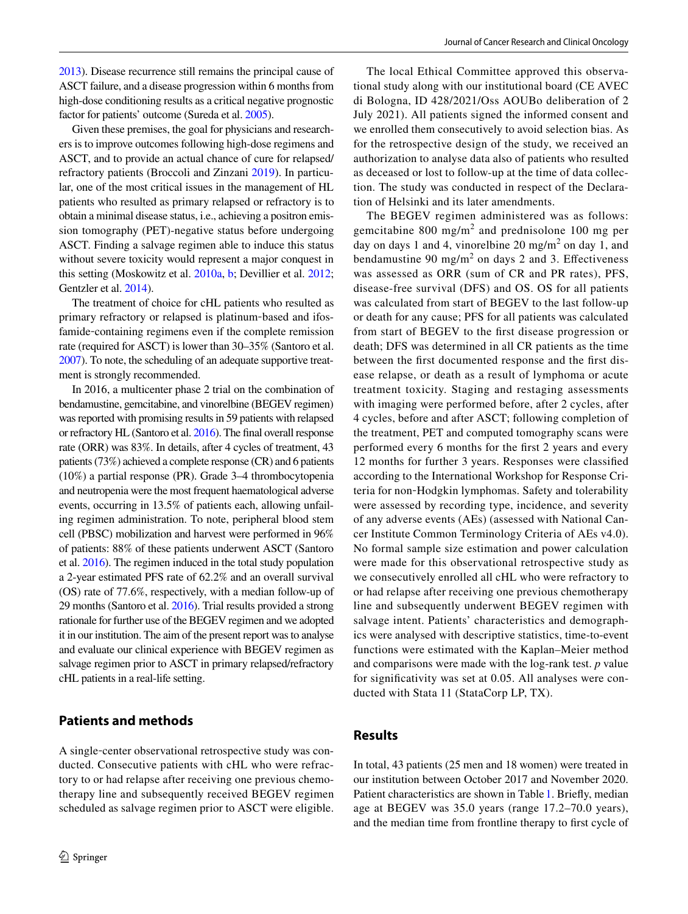2013). Disease recurrence still remains the principal cause of ASCT failure, and a disease progression within 6 months from high-dose conditioning results as a critical negative prognostic factor for patients' outcome (Sureda et al. 2005).

Given these premises, the goal for physicians and researchers is to improve outcomes following high-dose regimens and ASCT, and to provide an actual chance of cure for relapsed/refractory patients (Broccoli and Zinzani 2019). In particular, one of the most critical issues in the management of HL patients who resulted as primary relapsed or refractory is to obtain a minimal disease status, i.e., achieving a positron emission tomography (PET)-negative status before undergoing ASCT. Finding a salvage regimen able to induce this status without severe toxicity would represent a major conquest in this setting (Moskowitz et al. 2010a, b; Devillier et al. 2012; Gentzler et al. 2014).

The treatment of choice for cHL patients who resulted as primary refractory or relapsed is platinum-based and ifosfamide-containing regimens even if the complete remission rate (required for ASCT) is lower than 30–35% (Santoro et al. 2007). To note, the scheduling of an adequate supportive treatment is strongly recommended.

In 2016, a multicenter phase 2 trial on the combination of bendamustine, gemcitabine, and vinorelbine (BEGEV regimen) was reported with promising results in 59 patients with relapsed or refractory HL (Santoro et al. 2016). The final overall response rate (ORR) was 83%. In details, after 4 cycles of treatment, 43 patients (73%) achieved a complete response (CR) and 6 patients (10%) a partial response (PR). Grade 3–4 thrombocytopenia and neutropenia were the most frequent haematological adverse events, occurring in 13.5% of patients each, allowing unfailing regimen administration. To note, peripheral blood stem cell (PBSC) mobilization and harvest were performed in 96% of patients: 88% of these patients underwent ASCT (Santoro et al. 2016). The regimen induced in the total study population a 2-year estimated PFS rate of 62.2% and an overall survival (OS) rate of 77.6%, respectively, with a median follow-up of 29 months (Santoro et al. 2016). Trial results provided a strong rationale for further use of the BEGEV regimen and we adopted it in our institution. The aim of the present report was to analyse and evaluate our clinical experience with BEGEV regimen as salvage regimen prior to ASCT in primary relapsed/refractory cHL patients in a real-life setting.

## Patients and methods

A single-center observational retrospective study was conducted. Consecutive patients with cHL who were refractory to or had relapse after receiving one previous chemotherapy line and subsequently received BEGEV regimen scheduled as salvage regimen prior to ASCT were eligible.

The local Ethical Committee approved this observational study along with our institutional board (CE AVEC di Bologna, ID 428/2021/Oss AOUBo deliberation of 2 July 2021). All patients signed the informed consent and we enrolled them consecutively to avoid selection bias. As for the retrospective design of the study, we received an authorization to analyse data also of patients who resulted as deceased or lost to follow-up at the time of data collection. The study was conducted in respect of the Declaration of Helsinki and its later amendments.

The BEGEV regimen administered was as follows: gemcitabine 800 mg/m$^2$ and prednisolone 100 mg per day on days 1 and 4, vinorelbine 20 mg/m$^2$ on day 1, and bendamustine 90 mg/m$^2$ on days 2 and 3. Effectiveness was assessed as ORR (sum of CR and PR rates), PFS, disease-free survival (DFS) and OS. OS for all patients was calculated from start of BEGEV to the last follow-up or death for any cause; PFS for all patients was calculated from start of BEGEV to the first disease progression or death; DFS was determined in all CR patients as the time between the first documented response and the first disease relapse, or death as a result of lymphoma or acute treatment toxicity. Staging and restaging assessments with imaging were performed before, after 2 cycles, after 4 cycles, before and after ASCT; following completion of the treatment, PET and computed tomography scans were performed every 6 months for the first 2 years and every 12 months for further 3 years. Responses were classified according to the International Workshop for Response Criteria for non-Hodgkin lymphomas. Safety and tolerability were assessed by recording type, incidence, and severity of any adverse events (AEs) (assessed with National Cancer Institute Common Terminology Criteria of AEs v4.0). No formal sample size estimation and power calculation were made for this observational retrospective study as we consecutively enrolled all cHL who were refractory to or had relapse after receiving one previous chemotherapy line and subsequently underwent BEGEV regimen with salvage intent. Patients' characteristics and demographics were analysed with descriptive statistics, time-to-event functions were estimated with the Kaplan–Meier method and comparisons were made with the log-rank test. *p* value for significativity was set at 0.05. All analyses were conducted with Stata 11 (StataCorp LP, TX).

## Results

In total, 43 patients (25 men and 18 women) were treated in our institution between October 2017 and November 2020. Patient characteristics are shown in Table 1. Briefly, median age at BEGEV was 35.0 years (range 17.2–70.0 years), and the median time from frontline therapy to first cycle of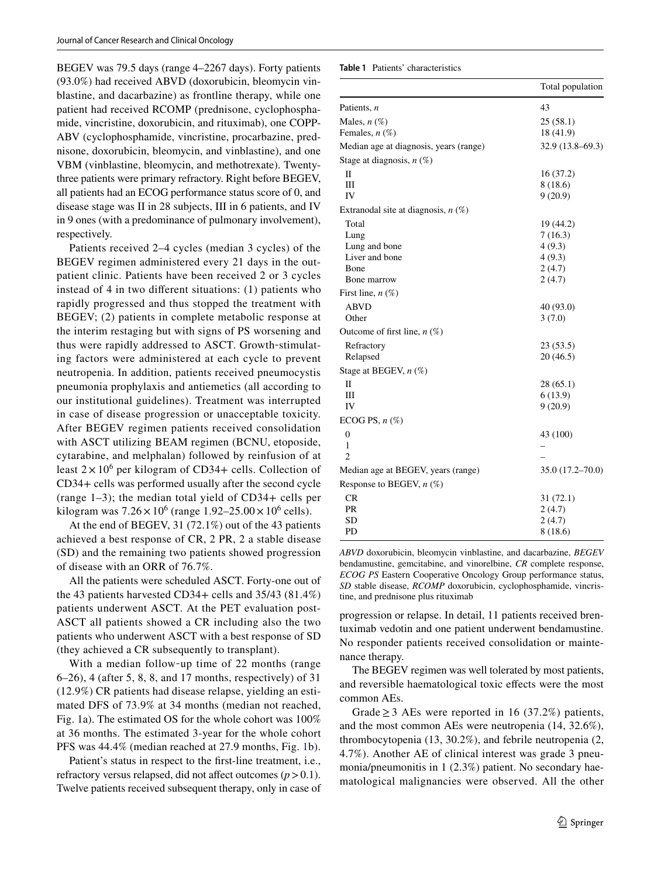BEGEV was 79.5 days (range 4–2267 days). Forty patients (93.0%) had received ABVD (doxorubicin, bleomycin vinblastine, and dacarbazine) as frontline therapy, while one patient had received RCOMP (prednisone, cyclophosphamide, vincristine, doxorubicin, and rituximab), one COPP-ABV (cyclophosphamide, vincristine, procarbazine, prednisone, doxorubicin, bleomycin, and vinblastine), and one VBM (vinblastine, bleomycin, and methotrexate). Twenty-three patients were primary refractory. Right before BEGEV, all patients had an ECOG performance status score of 0, and disease stage was II in 28 subjects, III in 6 patients, and IV in 9 ones (with a predominance of pulmonary involvement), respectively.

Patients received 2–4 cycles (median 3 cycles) of the BEGEV regimen administered every 21 days in the outpatient clinic. Patients have been received 2 or 3 cycles instead of 4 in two different situations: (1) patients who rapidly progressed and thus stopped the treatment with BEGEV; (2) patients in complete metabolic response at the interim restaging but with signs of PS worsening and thus were rapidly addressed to ASCT. Growth-stimulating factors were administered at each cycle to prevent neutropenia. In addition, patients received pneumocystis pneumonia prophylaxis and antiemetics (all according to our institutional guidelines). Treatment was interrupted in case of disease progression or unacceptable toxicity. After BEGEV regimen patients received consolidation with ASCT utilizing BEAM regimen (BCNU, etoposide, cytarabine, and melphalan) followed by reinfusion of at least $2 \times 10^6$ per kilogram of CD34+ cells. Collection of CD34+ cells was performed usually after the second cycle (range 1–3); the median total yield of CD34+ cells per kilogram was $7.26 \times 10^6$ (range $1.92–25.00 \times 10^6$ cells).

At the end of BEGEV, 31 (72.1%) out of the 43 patients achieved a best response of CR, 2 PR, 2 a stable disease (SD) and the remaining two patients showed progression of disease with an ORR of 76.7%.

All the patients were scheduled ASCT. Forty-one out of the 43 patients harvested CD34+ cells and 35/43 (81.4%) patients underwent ASCT. At the PET evaluation post-ASCT all patients showed a CR including also the two patients who underwent ASCT with a best response of SD (they achieved a CR subsequently to transplant).

With a median follow-up time of 22 months (range 6–26), 4 (after 5, 8, 8, and 17 months, respectively) of 31 (12.9%) CR patients had disease relapse, yielding an estimated DFS of 73.9% at 34 months (median not reached, Fig. 1a). The estimated OS for the whole cohort was 100% at 36 months. The estimated 3-year for the whole cohort PFS was 44.4% (median reached at 27.9 months, Fig. 1b).

Patient's status in respect to the first-line treatment, i.e., refractory versus relapsed, did not affect outcomes ($p > 0.1$). Twelve patients received subsequent therapy, only in case of progression or relapse. In detail, 11 patients received brentuximab vedotin and one patient underwent bendamustine. No responder patients received consolidation or maintenance therapy.

The BEGEV regimen was well tolerated by most patients, and reversible haematological toxic effects were the most common AEs.

Grade ≥ 3 AEs were reported in 16 (37.2%) patients, and the most common AEs were neutropenia (14, 32.6%), thrombocytopenia (13, 30.2%), and febrile neutropenia (2, 4.7%). Another AE of clinical interest was grade 3 pneumonia/pneumonitis in 1 (2.3%) patient. No secondary haematological malignancies were observed. All the other

**Table 1** Patients' characteristics

| | Total population |
|---|---|
| Patients, *n* | 43 |
| Males, *n* (%) | 25 (58.1) |
| Females, *n* (%) | 18 (41.9) |
| Median age at diagnosis, years (range) | 32.9 (13.8–69.3) |
| Stage at diagnosis, *n* (%) | |
| II | 16 (37.2) |
| III | 8 (18.6) |
| IV | 9 (20.9) |
| Extranodal site at diagnosis, *n* (%) | |
| Total | 19 (44.2) |
| Lung | 7 (16.3) |
| Lung and bone | 4 (9.3) |
| Liver and bone | 4 (9.3) |
| Bone | 2 (4.7) |
| Bone marrow | 2 (4.7) |
| First line, *n* (%) | |
| ABVD | 40 (93.0) |
| Other | 3 (7.0) |
| Outcome of first line, *n* (%) | |
| Refractory | 23 (53.5) |
| Relapsed | 20 (46.5) |
| Stage at BEGEV, *n* (%) | |
| II | 28 (65.1) |
| III | 6 (13.9) |
| IV | 9 (20.9) |
| ECOG PS, *n* (%) | |
| 0 | 43 (100) |
| 1 | – |
| 2 | – |
| Median age at BEGEV, years (range) | 35.0 (17.2–70.0) |
| Response to BEGEV, *n* (%) | |
| CR | 31 (72.1) |
| PR | 2 (4.7) |
| SD | 2 (4.7) |
| PD | 8 (18.6) |

*ABVD* doxorubicin, bleomycin vinblastine, and dacarbazine, *BEGEV* bendamustine, gemcitabine, and vinorelbine, *CR* complete response, *ECOG PS* Eastern Cooperative Oncology Group performance status, *SD* stable disease, *RCOMP* doxorubicin, cyclophosphamide, vincristine, and prednisone plus rituximab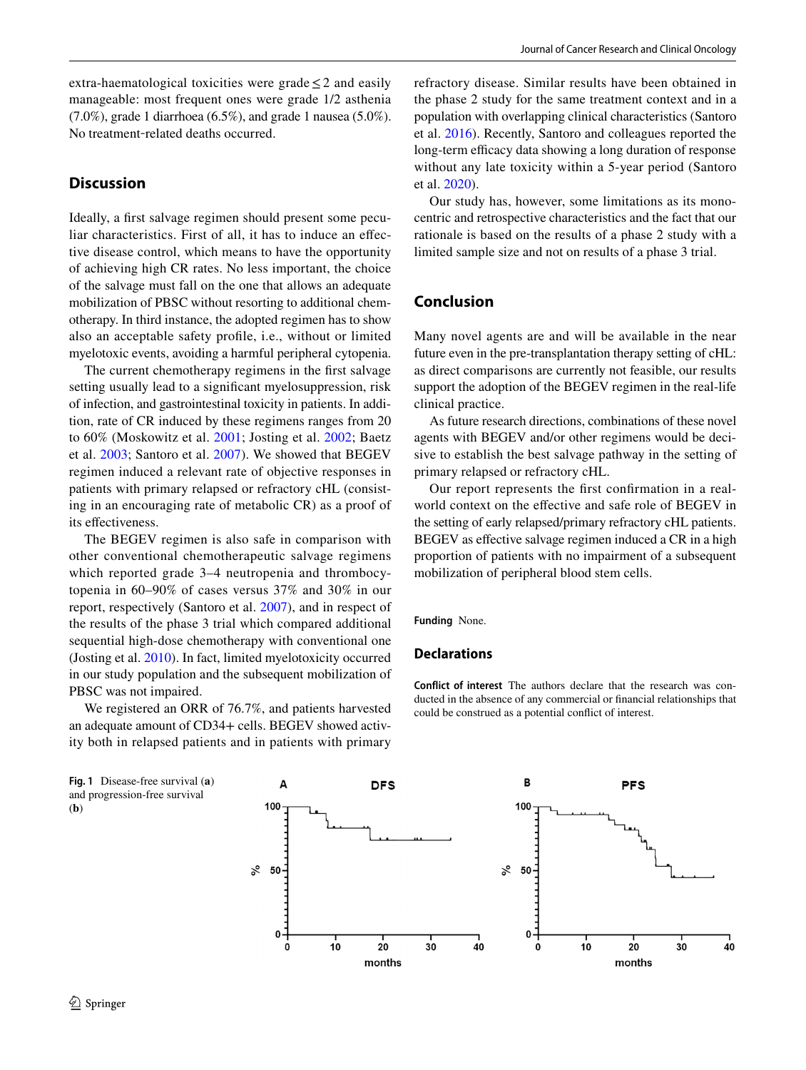extra-haematological toxicities were grade ≤ 2 and easily manageable: most frequent ones were grade 1/2 asthenia (7.0%), grade 1 diarrhoea (6.5%), and grade 1 nausea (5.0%). No treatment-related deaths occurred.

## Discussion

Ideally, a first salvage regimen should present some peculiar characteristics. First of all, it has to induce an effective disease control, which means to have the opportunity of achieving high CR rates. No less important, the choice of the salvage must fall on the one that allows an adequate mobilization of PBSC without resorting to additional chemotherapy. In third instance, the adopted regimen has to show also an acceptable safety profile, i.e., without or limited myelotoxic events, avoiding a harmful peripheral cytopenia.

The current chemotherapy regimens in the first salvage setting usually lead to a significant myelosuppression, risk of infection, and gastrointestinal toxicity in patients. In addition, rate of CR induced by these regimens ranges from 20 to 60% (Moskowitz et al. 2001; Josting et al. 2002; Baetz et al. 2003; Santoro et al. 2007). We showed that BEGEV regimen induced a relevant rate of objective responses in patients with primary relapsed or refractory cHL (consisting in an encouraging rate of metabolic CR) as a proof of its effectiveness.

The BEGEV regimen is also safe in comparison with other conventional chemotherapeutic salvage regimens which reported grade 3–4 neutropenia and thrombocytopenia in 60–90% of cases versus 37% and 30% in our report, respectively (Santoro et al. 2007), and in respect of the results of the phase 3 trial which compared additional sequential high-dose chemotherapy with conventional one (Josting et al. 2010). In fact, limited myelotoxicity occurred in our study population and the subsequent mobilization of PBSC was not impaired.

We registered an ORR of 76.7%, and patients harvested an adequate amount of CD34+ cells. BEGEV showed activity both in relapsed patients and in patients with primary refractory disease. Similar results have been obtained in the phase 2 study for the same treatment context and in a population with overlapping clinical characteristics (Santoro et al. 2016). Recently, Santoro and colleagues reported the long-term efficacy data showing a long duration of response without any late toxicity within a 5-year period (Santoro et al. 2020).

Our study has, however, some limitations as its monocentric and retrospective characteristics and the fact that our rationale is based on the results of a phase 2 study with a limited sample size and not on results of a phase 3 trial.

## Conclusion

Many novel agents are and will be available in the near future even in the pre-transplantation therapy setting of cHL: as direct comparisons are currently not feasible, our results support the adoption of the BEGEV regimen in the real-life clinical practice.

As future research directions, combinations of these novel agents with BEGEV and/or other regimens would be decisive to establish the best salvage pathway in the setting of primary relapsed or refractory cHL.

Our report represents the first confirmation in a real-world context on the effective and safe role of BEGEV in the setting of early relapsed/primary refractory cHL patients. BEGEV as effective salvage regimen induced a CR in a high proportion of patients with no impairment of a subsequent mobilization of peripheral blood stem cells.

**Funding** None.

## Declarations

**Conflict of interest** The authors declare that the research was conducted in the absence of any commercial or financial relationships that could be construed as a potential conflict of interest.

**Fig. 1** Disease-free survival (**a**) and progression-free survival (**b**)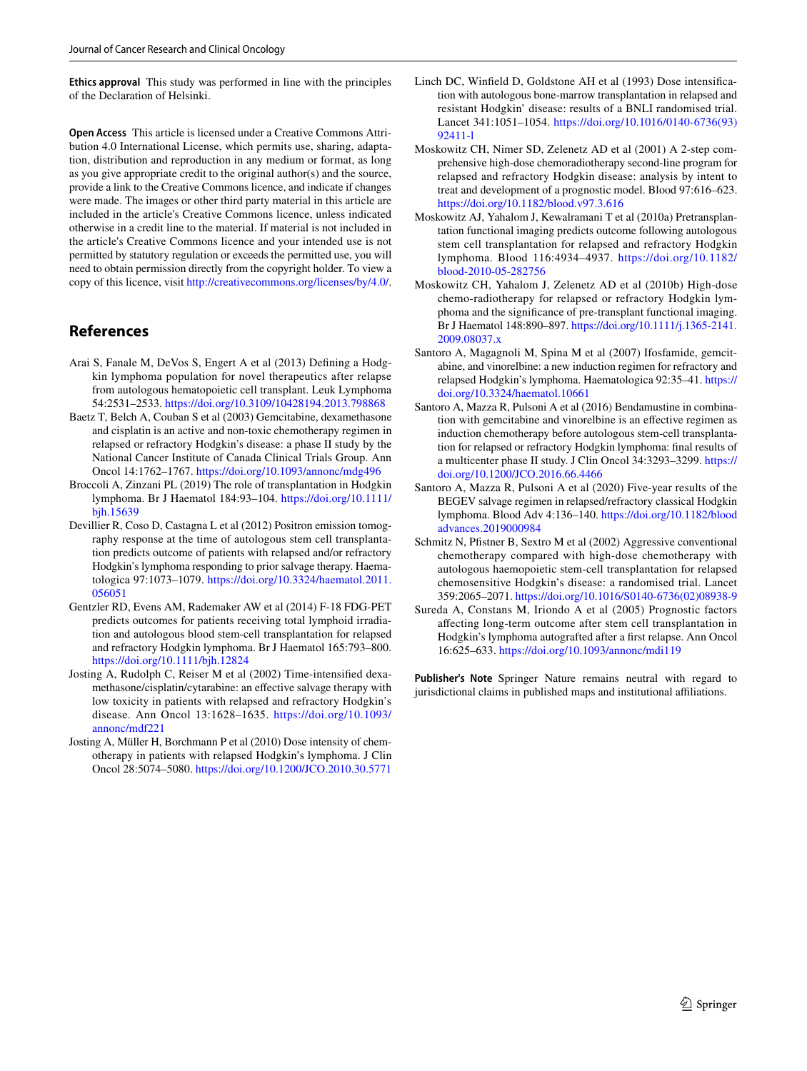**Ethics approval** This study was performed in line with the principles of the Declaration of Helsinki.

**Open Access** This article is licensed under a Creative Commons Attribution 4.0 International License, which permits use, sharing, adaptation, distribution and reproduction in any medium or format, as long as you give appropriate credit to the original author(s) and the source, provide a link to the Creative Commons licence, and indicate if changes were made. The images or other third party material in this article are included in the article's Creative Commons licence, unless indicated otherwise in a credit line to the material. If material is not included in the article's Creative Commons licence and your intended use is not permitted by statutory regulation or exceeds the permitted use, you will need to obtain permission directly from the copyright holder. To view a copy of this licence, visit http://creativecommons.org/licenses/by/4.0/.

## References

Arai S, Fanale M, DeVos S, Engert A et al (2013) Defining a Hodgkin lymphoma population for novel therapeutics after relapse from autologous hematopoietic cell transplant. Leuk Lymphoma 54:2531–2533. https://doi.org/10.3109/10428194.2013.798868

Baetz T, Belch A, Couban S et al (2003) Gemcitabine, dexamethasone and cisplatin is an active and non-toxic chemotherapy regimen in relapsed or refractory Hodgkin's disease: a phase II study by the National Cancer Institute of Canada Clinical Trials Group. Ann Oncol 14:1762–1767. https://doi.org/10.1093/annonc/mdg496

Broccoli A, Zinzani PL (2019) The role of transplantation in Hodgkin lymphoma. Br J Haematol 184:93–104. https://doi.org/10.1111/bjh.15639

Devillier R, Coso D, Castagna L et al (2012) Positron emission tomography response at the time of autologous stem cell transplantation predicts outcome of patients with relapsed and/or refractory Hodgkin's lymphoma responding to prior salvage therapy. Haematologica 97:1073–1079. https://doi.org/10.3324/haematol.2011.056051

Gentzler RD, Evens AM, Rademaker AW et al (2014) F-18 FDG-PET predicts outcomes for patients receiving total lymphoid irradiation and autologous blood stem-cell transplantation for relapsed and refractory Hodgkin lymphoma. Br J Haematol 165:793–800. https://doi.org/10.1111/bjh.12824

Josting A, Rudolph C, Reiser M et al (2002) Time-intensified dexamethasone/cisplatin/cytarabine: an effective salvage therapy with low toxicity in patients with relapsed and refractory Hodgkin's disease. Ann Oncol 13:1628–1635. https://doi.org/10.1093/annonc/mdf221

Josting A, Müller H, Borchmann P et al (2010) Dose intensity of chemotherapy in patients with relapsed Hodgkin's lymphoma. J Clin Oncol 28:5074–5080. https://doi.org/10.1200/JCO.2010.30.5771

Linch DC, Winfield D, Goldstone AH et al (1993) Dose intensification with autologous bone-marrow transplantation in relapsed and resistant Hodgkin' disease: results of a BNLI randomised trial. Lancet 341:1051–1054. https://doi.org/10.1016/0140-6736(93)92411-l

Moskowitz CH, Nimer SD, Zelenetz AD et al (2001) A 2-step comprehensive high-dose chemoradiotherapy second-line program for relapsed and refractory Hodgkin disease: analysis by intent to treat and development of a prognostic model. Blood 97:616–623. https://doi.org/10.1182/blood.v97.3.616

Moskowitz AJ, Yahalom J, Kewalramani T et al (2010a) Pretransplantation functional imaging predicts outcome following autologous stem cell transplantation for relapsed and refractory Hodgkin lymphoma. Blood 116:4934–4937. https://doi.org/10.1182/blood-2010-05-282756

Moskowitz CH, Yahalom J, Zelenetz AD et al (2010b) High-dose chemo-radiotherapy for relapsed or refractory Hodgkin lymphoma and the significance of pre-transplant functional imaging. Br J Haematol 148:890–897. https://doi.org/10.1111/j.1365-2141.2009.08037.x

Santoro A, Magagnoli M, Spina M et al (2007) Ifosfamide, gemcitabine, and vinorelbine: a new induction regimen for refractory and relapsed Hodgkin's lymphoma. Haematologica 92:35–41. https://doi.org/10.3324/haematol.10661

Santoro A, Mazza R, Pulsoni A et al (2016) Bendamustine in combination with gemcitabine and vinorelbine is an effective regimen as induction chemotherapy before autologous stem-cell transplantation for relapsed or refractory Hodgkin lymphoma: final results of a multicenter phase II study. J Clin Oncol 34:3293–3299. https://doi.org/10.1200/JCO.2016.66.4466

Santoro A, Mazza R, Pulsoni A et al (2020) Five-year results of the BEGEV salvage regimen in relapsed/refractory classical Hodgkin lymphoma. Blood Adv 4:136–140. https://doi.org/10.1182/bloodadvances.2019000984

Schmitz N, Pfistner B, Sextro M et al (2002) Aggressive conventional chemotherapy compared with high-dose chemotherapy with autologous haemopoietic stem-cell transplantation for relapsed chemosensitive Hodgkin's disease: a randomised trial. Lancet 359:2065–2071. https://doi.org/10.1016/S0140-6736(02)08938-9

Sureda A, Constans M, Iriondo A et al (2005) Prognostic factors affecting long-term outcome after stem cell transplantation in Hodgkin's lymphoma autografted after a first relapse. Ann Oncol 16:625–633. https://doi.org/10.1093/annonc/mdi119

**Publisher's Note** Springer Nature remains neutral with regard to jurisdictional claims in published maps and institutional affiliations.